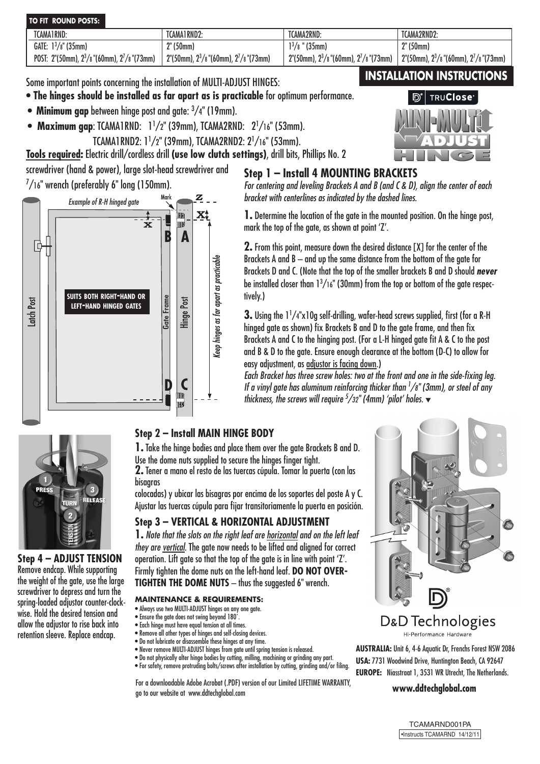**TO FIT ROUND POSTS:**

| TCAMA1RND: | TCAMA1RND2: | TCAMA2RND: | TCAMA2RND2: |
|---|---|---|---|
| GATE: 1 3/8" (35mm) | 2" (50mm) | 1 3/8 " (35mm) | 2" (50mm) |
| POST: 2"(50mm), 2 3/8 "(60mm), 2 7/8 "(73mm) | 2"(50mm), 2 3/8 "(60mm), 2 7/8 "(73mm) | 2"(50mm), 2 3/8 "(60mm), 2 7/8 "(73mm) | 2"(50mm), 2 3/8 "(60mm), 2 7/8 "(73mm) |

# INSTALLATION INSTRUCTIONS

TRUClose® MINI-MULTI ADJUST HINGE

Some important points concerning the installation of MULTI-ADJUST HINGES:

- **The hinges should be installed as far apart as is practicable** for optimum performance.
- **Minimum gap** between hinge post and gate: 3/4" (19mm).
- **Maximum gap**: TCAMA1RND: 1 1/2" (39mm), TCAMA2RND: 2 1/16" (53mm).
  TCAMA1RND2: 1 1/2" (39mm), TCAMA2RND2: 2 1/16" (53mm).

**Tools required:** Electric drill/cordless drill **(use low clutch settings)**, drill bits, Phillips No. 2 screwdriver (hand & power), large slot-head screwdriver and 7/16" wrench (preferably 6" long (150mm).

*Example of R-H hinged gate*

Mark, Z, X, B, A, D, C, Latch Post, Gate Frame, Hinge Post, *Keep hinges as far apart as practicable*

SUITS BOTH RIGHT-HAND OR LEFT-HAND HINGED GATES

## Step 1 – Install 4 MOUNTING BRACKETS

*For centering and leveling Brackets A and B (and C & D), align the center of each bracket with centerlines as indicated by the dashed lines.*

**1.** Determine the location of the gate in the mounted position. On the hinge post, mark the top of the gate, as shown at point 'Z'.

**2.** From this point, measure down the desired distance [X] for the center of the Brackets A and B – and up the same distance from the bottom of the gate for Brackets D and C. (Note that the top of the smaller brackets B and D should ***never*** be installed closer than 1 3/16" (30mm) from the top or bottom of the gate respectively.)

**3.** Using the 1 1/4"x10g self-drilling, wafer-head screws supplied, first (for a R-H hinged gate as shown) fix Brackets B and D to the gate frame, and then fix Brackets A and C to the hinging post. (For a L-H hinged gate fit A & C to the post and B & D to the gate. Ensure enough clearance at the bottom (D-C) to allow for easy adjustment, as adjustor is facing down.)
*Each Bracket has three screw holes: two at the front and one in the side-fixing leg. If a vinyl gate has aluminum reinforcing thicker than 1/8" (3mm), or steel of any thickness, the screws will require 5/32" (4mm) 'pilot' holes.* ▼

## Step 2 – Install MAIN HINGE BODY

**1.** Take the hinge bodies and place them over the gate Brackets B and D. Use the dome nuts supplied to secure the hinges finger tight.

**2.** Tener a mano el resto de las tuercas cúpula. Tomar la puerta (con las bisagras colocadas) y ubicar las bisagras por encima de los soportes del poste A y C. Ajustar las tuercas cúpula para fijar transitoriamente la puerta en posición.

## Step 3 – VERTICAL & HORIZONTAL ADJUSTMENT

**1.** *Note that the slots on the right leaf are horizontal and on the left leaf they are vertical.* The gate now needs to be lifted and aligned for correct operation. Lift gate so that the top of the gate is in line with point 'Z'. Firmly tighten the dome nuts on the left-hand leaf. **DO NOT OVER-TIGHTEN THE DOME NUTS** – thus the suggested 6" wrench.

1 PRESS, 2 TURN, 3 RELEASE, TENSION

## Step 4 – ADJUST TENSION

Remove endcap. While supporting the weight of the gate, use the large screwdriver to depress and turn the spring-loaded adjustor counter-clockwise. Hold the desired tension and allow the adjustor to rise back into retention sleeve. Replace endcap.

### MAINTENANCE & REQUIREMENTS:

- Always use two MULTI-ADJUST hinges on any one gate.
- Ensure the gate does not swing beyond 180°.
- Each hinge must have equal tension at all times.
- Remove all other types of hinges and self-closing devices.
- Do not lubricate or disassemble these hinges at any time.
- Never remove MULTI-ADJUST hinges from gate until spring tension is released.
- Do not physically alter hinge bodies by cutting, milling, machining or grinding any part.
- For safety, remove protruding bolts/screws after installation by cutting, grinding and/or filing.

For a downloadable Adobe Acrobat (.PDF) version of our Limited LIFETIME WARRANTY, go to our website at www.ddtechglobal.com

D&D Technologies
Hi-Performance Hardware

**AUSTRALIA:** Unit 6, 4-6 Aquatic Dr, Frenchs Forest NSW 2086
**USA:** 7731 Woodwind Drive, Huntington Beach, CA 92647
**EUROPE:** Niasstraat 1, 3531 WR Utrecht, The Netherlands.

**www.ddtechglobal.com**

TCAMARND001PA
•Instructs TCAMARND 14/12/11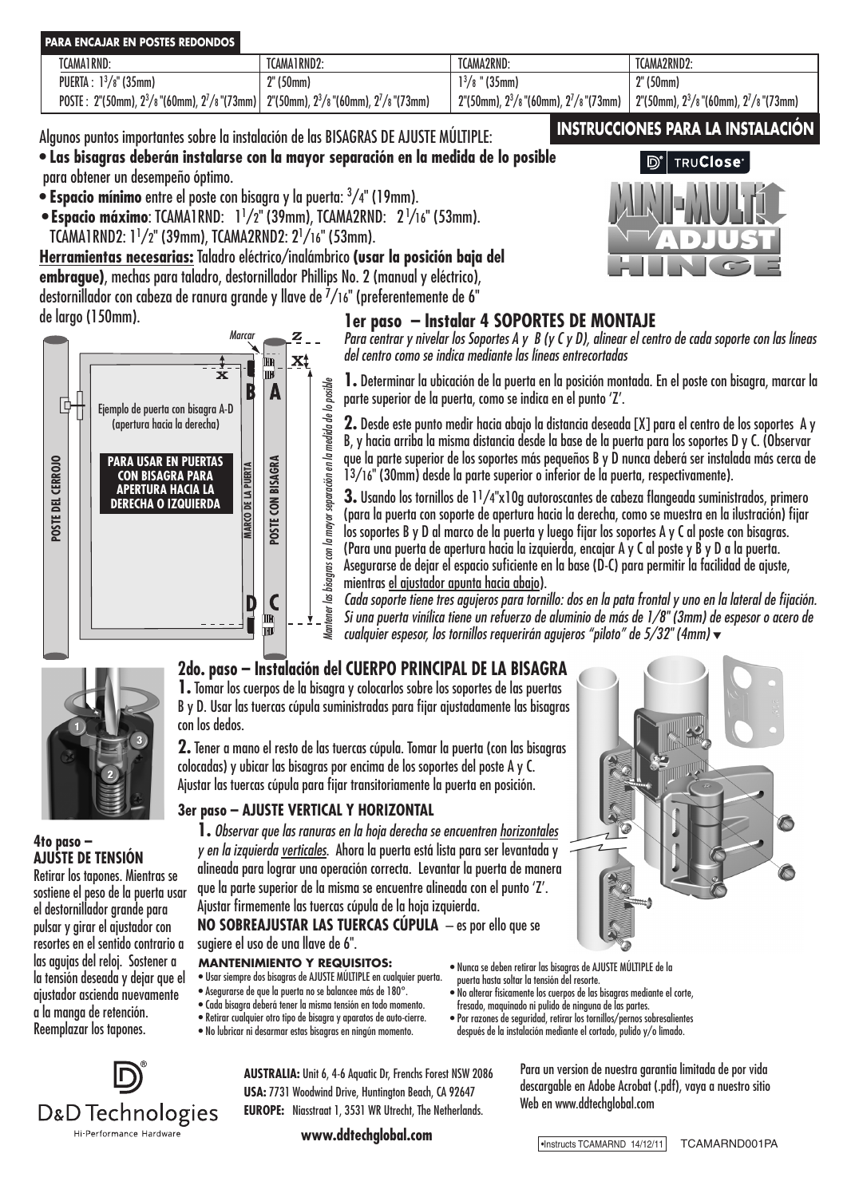**PARA ENCAJAR EN POSTES REDONDOS**

| TCAMA1RND: | TCAMA1RND2: | TCAMA2RND: | TCAMA2RND2: |
|---|---|---|---|
| PUERTA : 1³/₈" (35mm) | 2" (50mm) | 1³/₈ " (35mm) | 2" (50mm) |
| POSTE : 2"(50mm), 2³/₈"(60mm), 2⁷/₈"(73mm) | 2"(50mm), 2³/₈"(60mm), 2⁷/₈"(73mm) | 2"(50mm), 2³/₈"(60mm), 2⁷/₈"(73mm) | 2"(50mm), 2³/₈"(60mm), 2⁷/₈"(73mm) |

## INSTRUCCIONES PARA LA INSTALACIÓN

TRUClose® MINI-MULTI ADJUST HINGE

Algunos puntos importantes sobre la instalación de las BISAGRAS DE AJUSTE MÚLTIPLE:

- **Las bisagras deberán instalarse con la mayor separación en la medida de lo posible** para obtener un desempeño óptimo.
- **Espacio mínimo** entre el poste con bisagra y la puerta: 3/4" (19mm).
- **Espacio máximo**: TCAMA1RND: 1 1/2" (39mm), TCAMA2RND: 2 1/16" (53mm). TCAMA1RND2: 1 1/2" (39mm), TCAMA2RND2: 2 1/16" (53mm).

**Herramientas necesarias:** Taladro eléctrico/inalámbrico **(usar la posición baja del embrague)**, mechas para taladro, destornillador Phillips No. 2 (manual y eléctrico), destornillador con cabeza de ranura grande y llave de 7/16" (preferentemente de 6" de largo (150mm).

Marcar — Z — X — POSTE DEL CERROJO — Ejemplo de puerta con bisagra A-D (apertura hacia la derecha) — PARA USAR EN PUERTAS CON BISAGRA PARA APERTURA HACIA LA DERECHA O IZQUIERDA — MARCO DE LA PUERTA — POSTE CON BISAGRA — A — B — C — D — *Mantener las bisagras con la mayor separación en la medida de lo posible*

### 1er paso – Instalar 4 SOPORTES DE MONTAJE

*Para centrar y nivelar los Soportes A y B (y C y D), alinear el centro de cada soporte con las líneas del centro como se indica mediante las líneas entrecortadas*

**1.** Determinar la ubicación de la puerta en la posición montada. En el poste con bisagra, marcar la parte superior de la puerta, como se indica en el punto 'Z'.

**2.** Desde este punto medir hacia abajo la distancia deseada [X] para el centro de los soportes A y B, y hacia arriba la misma distancia desde la base de la puerta para los soportes D y C. (Observar que la parte superior de los soportes más pequeños B y D nunca deberá ser instalada más cerca de 1 3/16" (30mm) desde la parte superior o inferior de la puerta, respectivamente).

**3.** Usando los tornillos de 1 1/4"x10g autoroscantes de cabeza flangeada suministrados, primero (para la puerta con soporte de apertura hacia la derecha, como se muestra en la ilustración) fijar los soportes B y D al marco de la puerta y luego fijar los soportes A y C al poste con bisagras. (Para una puerta de apertura hacia la izquierda, encajar A y C al poste y B y D a la puerta. Asegurarse de dejar el espacio suficiente en la base (D-C) para permitir la facilidad de ajuste, mientras el ajustador apunta hacia abajo).

*Cada soporte tiene tres agujeros para tornillo: dos en la pata frontal y uno en la lateral de fijación. Si una puerta vinílica tiene un refuerzo de aluminio de más de 1/8" (3mm) de espesor o acero de cualquier espesor, los tornillos requerirán agujeros "piloto" de 5/32" (4mm)* ▾

### 2do. paso – Instalación del CUERPO PRINCIPAL DE LA BISAGRA

**1.** Tomar los cuerpos de la bisagra y colocarlos sobre los soportes de las puertas B y D. Usar las tuercas cúpula suministradas para fijar ajustadamente las bisagras con los dedos.

**2.** Tener a mano el resto de las tuercas cúpula. Tomar la puerta (con las bisagras colocadas) y ubicar las bisagras por encima de los soportes del poste A y C. Ajustar las tuercas cúpula para fijar transitoriamente la puerta en posición.

### 3er paso – AJUSTE VERTICAL Y HORIZONTAL

**1.** *Observar que las ranuras en la hoja derecha se encuentren horizontales y en la izquierda verticales.* Ahora la puerta está lista para ser levantada y alineada para lograr una operación correcta. Levantar la puerta de manera que la parte superior de la misma se encuentre alineada con el punto 'Z'. Ajustar firmemente las tuercas cúpula de la hoja izquierda.

**NO SOBREAJUSTAR LAS TUERCAS CÚPULA** – es por ello que se sugiere el uso de una llave de 6".

### 4to paso – AJUSTE DE TENSIÓN

Retirar los tapones. Mientras se sostiene el peso de la puerta usar el destornillador grande para pulsar y girar el ajustador con resortes en el sentido contrario a las agujas del reloj. Sostener a la tensión deseada y dejar que el ajustador ascienda nuevamente a la manga de retención. Reemplazar los tapones.

#### MANTENIMIENTO Y REQUISITOS:

- Usar siempre dos bisagras de AJUSTE MÚLTIPLE en cualquier puerta.
- Asegurarse de que la puerta no se balancee más de 180°.
- Cada bisagra deberá tener la misma tensión en todo momento.
- Retirar cualquier otro tipo de bisagra y aparatos de auto-cierre.
- No lubricar ni desarmar estas bisagras en ningún momento.
- Nunca se deben retirar las bisagras de AJUSTE MÚLTIPLE de la puerta hasta soltar la tensión del resorte.
- No alterar físicamente los cuerpos de las bisagras mediante el corte, fresado, maquinado ni pulido de ninguna de las partes.
- Por razones de seguridad, retirar los tornillos/pernos sobresalientes después de la instalación mediante el cortado, pulido y/o limado.

D&D Technologies — Hi-Performance Hardware

**AUSTRALIA:** Unit 6, 4-6 Aquatic Dr, Frenchs Forest NSW 2086
**USA:** 7731 Woodwind Drive, Huntington Beach, CA 92647
**EUROPE:** Niasstraat 1, 3531 WR Utrecht, The Netherlands.

**www.ddtechglobal.com**

Para un version de nuestra garantia limitada de por vida descargable en Adobe Acrobat (.pdf), vaya a nuestro sitio Web en www.ddtechglobal.com

•Instructs TCAMARND 14/12/11 TCAMARND001PA